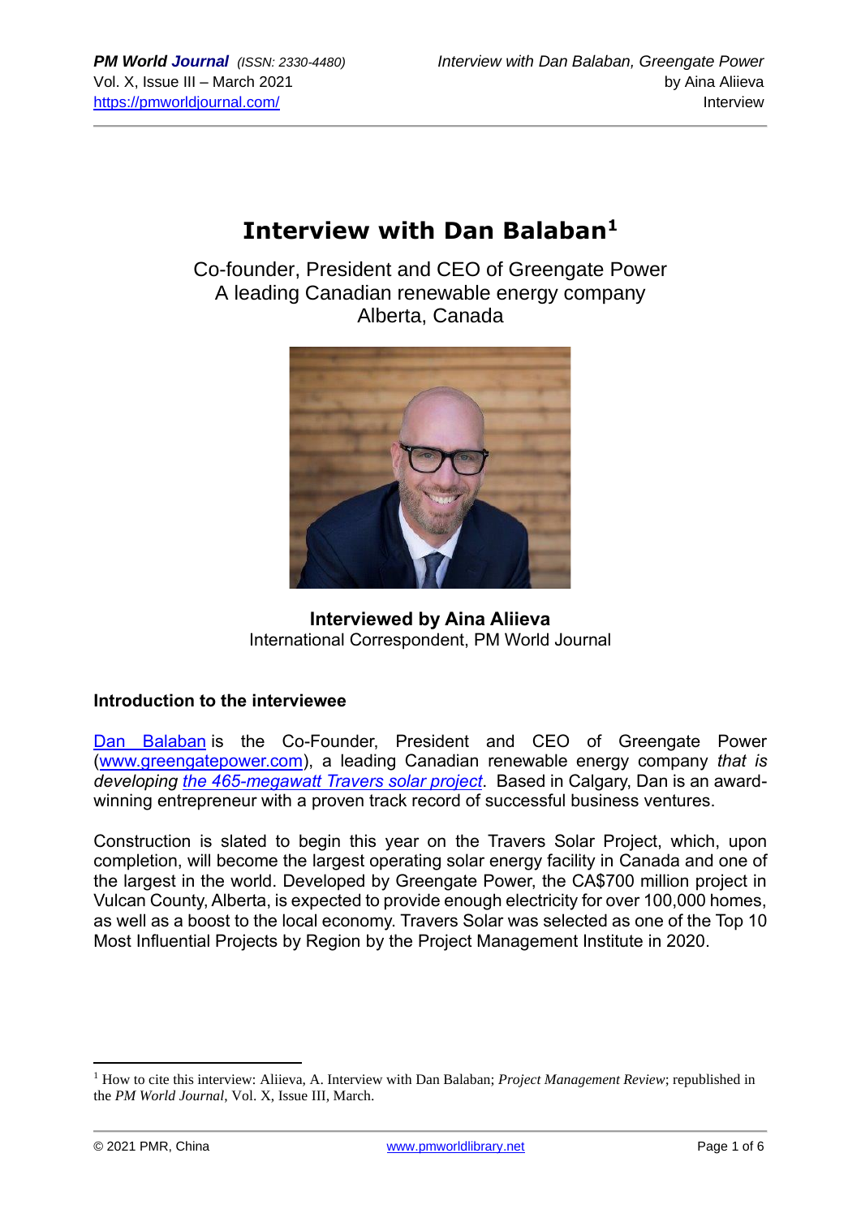# Interview with Dan Balaban[1]

Co-founder, President and CEO of Greengate Power
A leading Canadian renewable energy company
Alberta, Canada

**Interviewed by Aina Aliieva**
International Correspondent, PM World Journal

### Introduction to the interviewee

Dan Balaban is the Co-Founder, President and CEO of Greengate Power (www.greengatepower.com), a leading Canadian renewable energy company *that is developing the 465-megawatt Travers solar project*. Based in Calgary, Dan is an award-winning entrepreneur with a proven track record of successful business ventures.

Construction is slated to begin this year on the Travers Solar Project, which, upon completion, will become the largest operating solar energy facility in Canada and one of the largest in the world. Developed by Greengate Power, the CA$700 million project in Vulcan County, Alberta, is expected to provide enough electricity for over 100,000 homes, as well as a boost to the local economy. Travers Solar was selected as one of the Top 10 Most Influential Projects by Region by the Project Management Institute in 2020.

---

[1] How to cite this interview: Aliieva, A. Interview with Dan Balaban; *Project Management Review*; republished in the *PM World Journal*, Vol. X, Issue III, March.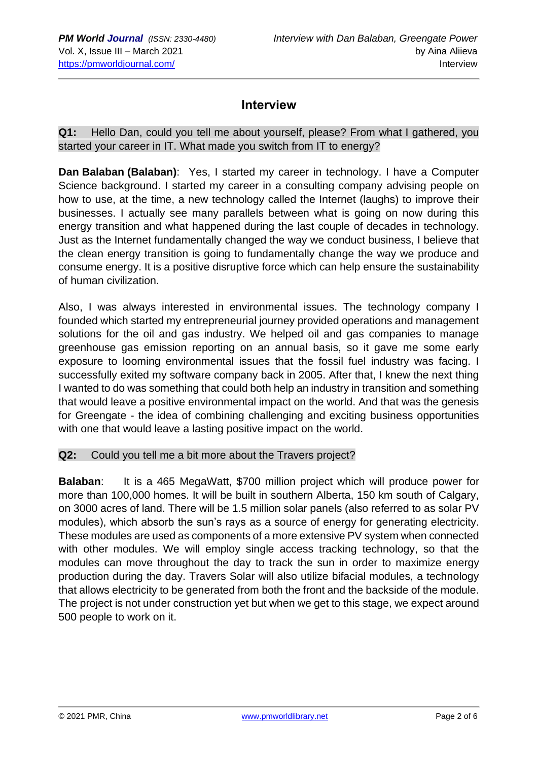## Interview

**Q1:** Hello Dan, could you tell me about yourself, please? From what I gathered, you started your career in IT. What made you switch from IT to energy?

**Dan Balaban (Balaban)**: Yes, I started my career in technology. I have a Computer Science background. I started my career in a consulting company advising people on how to use, at the time, a new technology called the Internet (laughs) to improve their businesses. I actually see many parallels between what is going on now during this energy transition and what happened during the last couple of decades in technology. Just as the Internet fundamentally changed the way we conduct business, I believe that the clean energy transition is going to fundamentally change the way we produce and consume energy. It is a positive disruptive force which can help ensure the sustainability of human civilization.

Also, I was always interested in environmental issues. The technology company I founded which started my entrepreneurial journey provided operations and management solutions for the oil and gas industry. We helped oil and gas companies to manage greenhouse gas emission reporting on an annual basis, so it gave me some early exposure to looming environmental issues that the fossil fuel industry was facing. I successfully exited my software company back in 2005. After that, I knew the next thing I wanted to do was something that could both help an industry in transition and something that would leave a positive environmental impact on the world. And that was the genesis for Greengate - the idea of combining challenging and exciting business opportunities with one that would leave a lasting positive impact on the world.

**Q2:** Could you tell me a bit more about the Travers project?

**Balaban**: It is a 465 MegaWatt, $700 million project which will produce power for more than 100,000 homes. It will be built in southern Alberta, 150 km south of Calgary, on 3000 acres of land. There will be 1.5 million solar panels (also referred to as solar PV modules), which absorb the sun's rays as a source of energy for generating electricity. These modules are used as components of a more extensive PV system when connected with other modules. We will employ single access tracking technology, so that the modules can move throughout the day to track the sun in order to maximize energy production during the day. Travers Solar will also utilize bifacial modules, a technology that allows electricity to be generated from both the front and the backside of the module. The project is not under construction yet but when we get to this stage, we expect around 500 people to work on it.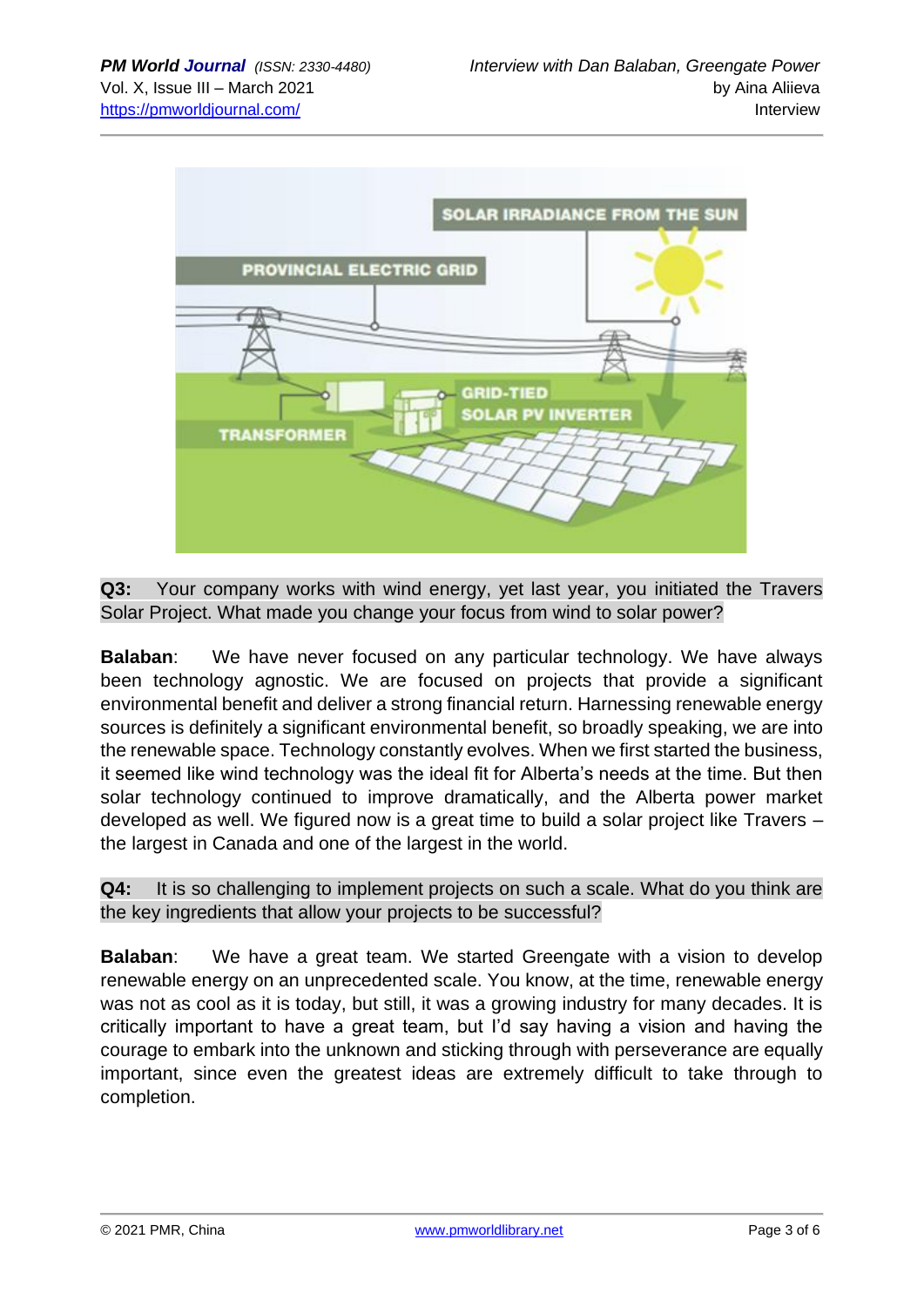**Q3:** Your company works with wind energy, yet last year, you initiated the Travers Solar Project. What made you change your focus from wind to solar power?

**Balaban**: We have never focused on any particular technology. We have always been technology agnostic. We are focused on projects that provide a significant environmental benefit and deliver a strong financial return. Harnessing renewable energy sources is definitely a significant environmental benefit, so broadly speaking, we are into the renewable space. Technology constantly evolves. When we first started the business, it seemed like wind technology was the ideal fit for Alberta's needs at the time. But then solar technology continued to improve dramatically, and the Alberta power market developed as well. We figured now is a great time to build a solar project like Travers – the largest in Canada and one of the largest in the world.

**Q4:** It is so challenging to implement projects on such a scale. What do you think are the key ingredients that allow your projects to be successful?

**Balaban**: We have a great team. We started Greengate with a vision to develop renewable energy on an unprecedented scale. You know, at the time, renewable energy was not as cool as it is today, but still, it was a growing industry for many decades. It is critically important to have a great team, but I'd say having a vision and having the courage to embark into the unknown and sticking through with perseverance are equally important, since even the greatest ideas are extremely difficult to take through to completion.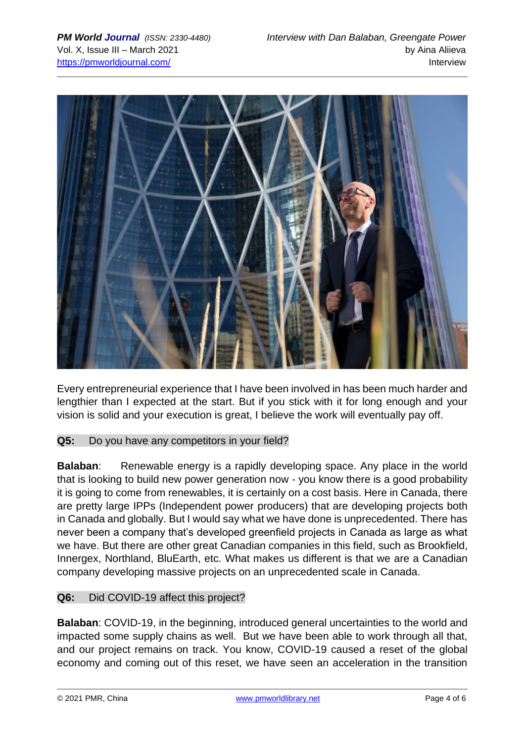Every entrepreneurial experience that I have been involved in has been much harder and lengthier than I expected at the start. But if you stick with it for long enough and your vision is solid and your execution is great, I believe the work will eventually pay off.

**Q5:** Do you have any competitors in your field?

**Balaban**: Renewable energy is a rapidly developing space. Any place in the world that is looking to build new power generation now - you know there is a good probability it is going to come from renewables, it is certainly on a cost basis. Here in Canada, there are pretty large IPPs (Independent power producers) that are developing projects both in Canada and globally. But I would say what we have done is unprecedented. There has never been a company that's developed greenfield projects in Canada as large as what we have. But there are other great Canadian companies in this field, such as Brookfield, Innergex, Northland, BluEarth, etc. What makes us different is that we are a Canadian company developing massive projects on an unprecedented scale in Canada.

**Q6:** Did COVID-19 affect this project?

**Balaban**: COVID-19, in the beginning, introduced general uncertainties to the world and impacted some supply chains as well. But we have been able to work through all that, and our project remains on track. You know, COVID-19 caused a reset of the global economy and coming out of this reset, we have seen an acceleration in the transition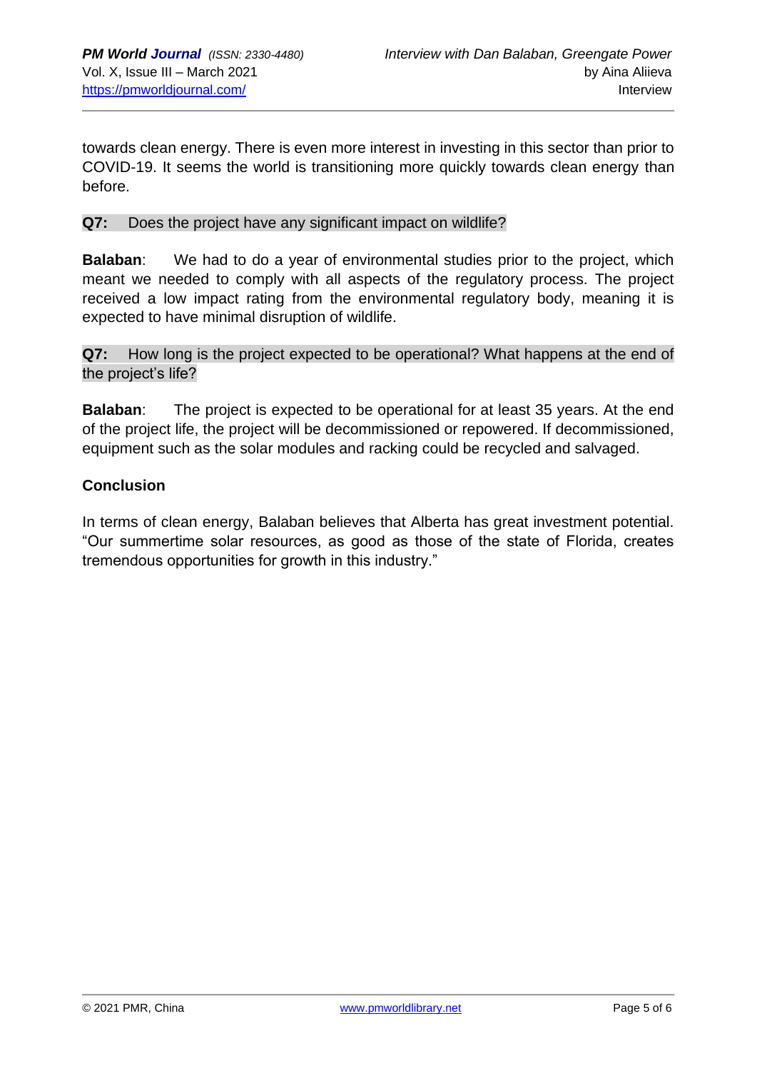towards clean energy. There is even more interest in investing in this sector than prior to COVID-19. It seems the world is transitioning more quickly towards clean energy than before.

**Q7:** Does the project have any significant impact on wildlife?

**Balaban**: We had to do a year of environmental studies prior to the project, which meant we needed to comply with all aspects of the regulatory process. The project received a low impact rating from the environmental regulatory body, meaning it is expected to have minimal disruption of wildlife.

**Q7:** How long is the project expected to be operational? What happens at the end of the project's life?

**Balaban**: The project is expected to be operational for at least 35 years. At the end of the project life, the project will be decommissioned or repowered. If decommissioned, equipment such as the solar modules and racking could be recycled and salvaged.

### Conclusion

In terms of clean energy, Balaban believes that Alberta has great investment potential. "Our summertime solar resources, as good as those of the state of Florida, creates tremendous opportunities for growth in this industry."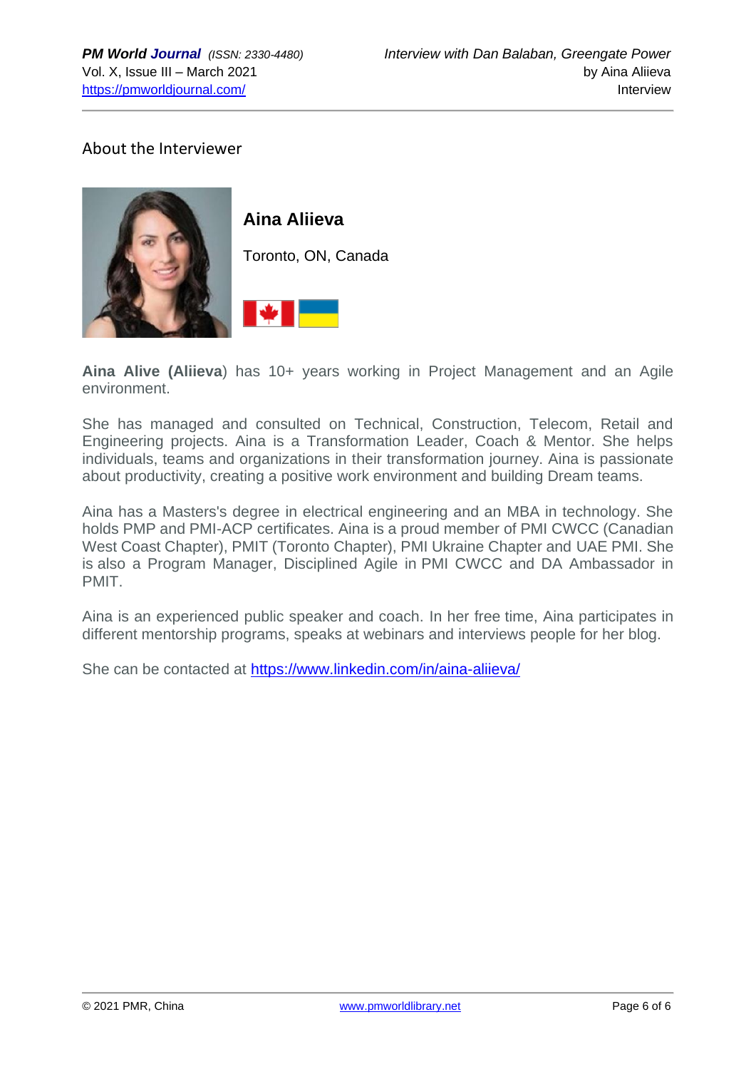## About the Interviewer

### Aina Aliieva

Toronto, ON, Canada

**Aina Alive (Aliieva**) has 10+ years working in Project Management and an Agile environment.

She has managed and consulted on Technical, Construction, Telecom, Retail and Engineering projects. Aina is a Transformation Leader, Coach & Mentor. She helps individuals, teams and organizations in their transformation journey. Aina is passionate about productivity, creating a positive work environment and building Dream teams.

Aina has a Masters's degree in electrical engineering and an MBA in technology. She holds PMP and PMI-ACP certificates. Aina is a proud member of PMI CWCC (Canadian West Coast Chapter), PMIT (Toronto Chapter), PMI Ukraine Chapter and UAE PMI. She is also a Program Manager, Disciplined Agile in PMI CWCC and DA Ambassador in PMIT.

Aina is an experienced public speaker and coach. In her free time, Aina participates in different mentorship programs, speaks at webinars and interviews people for her blog.

She can be contacted at https://www.linkedin.com/in/aina-aliieva/